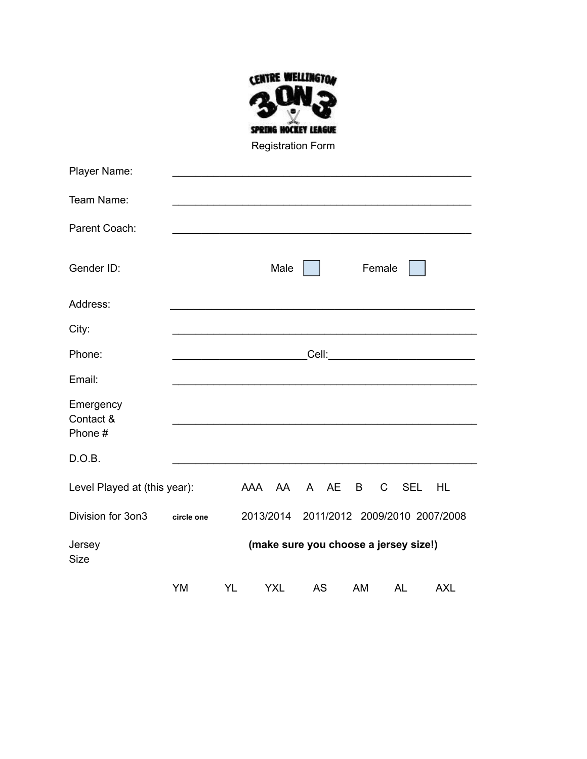CENTRE WELLINGTON
3ON3
SPRING HOCKEY LEAGUE

Registration Form

Player Name: ____________________________________________________

Team Name: ____________________________________________________

Parent Coach: ____________________________________________________

Gender ID: Male ☐ Female ☐

Address: ____________________________________________________

City: ____________________________________________________

Phone: _______________________Cell:_________________________

Email: ____________________________________________________

Emergency Contact & Phone # ____________________________________________________

D.O.B. ____________________________________________________

Level Played at (this year): AAA AA A AE B C SEL HL

Division for 3on3 **circle one** 2013/2014 2011/2012 2009/2010 2007/2008

Jersey Size **(make sure you choose a jersey size!)**

YM YL YXL AS AM AL AXL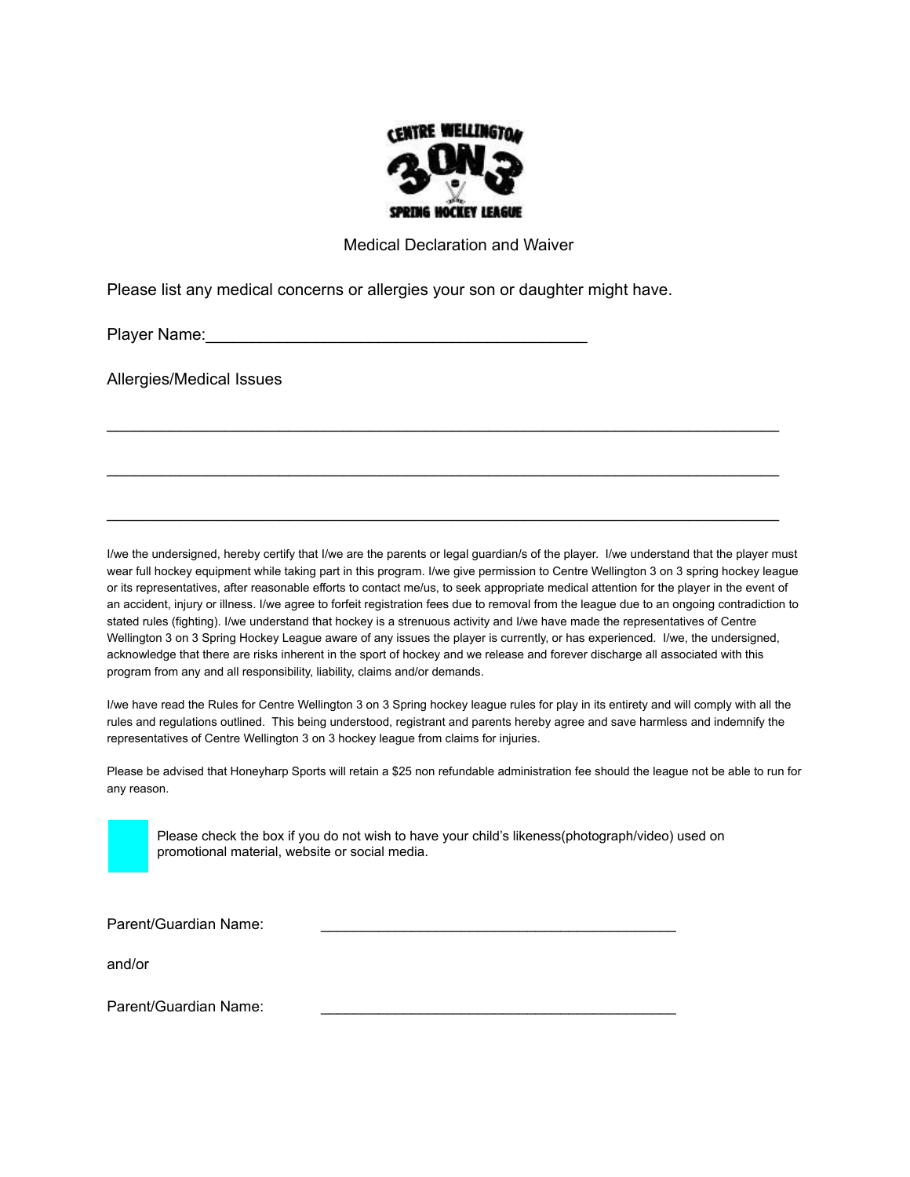CENTRE WELLINGTON 3 ON 3 SPRING HOCKEY LEAGUE

# Medical Declaration and Waiver

Please list any medical concerns or allergies your son or daughter might have.

Player Name:_____________________________________________

Allergies/Medical Issues

_______________________________________________________________________________

_______________________________________________________________________________

_______________________________________________________________________________

I/we the undersigned, hereby certify that I/we are the parents or legal guardian/s of the player. I/we understand that the player must wear full hockey equipment while taking part in this program. I/we give permission to Centre Wellington 3 on 3 spring hockey league or its representatives, after reasonable efforts to contact me/us, to seek appropriate medical attention for the player in the event of an accident, injury or illness. I/we agree to forfeit registration fees due to removal from the league due to an ongoing contradiction to stated rules (fighting). I/we understand that hockey is a strenuous activity and I/we have made the representatives of Centre Wellington 3 on 3 Spring Hockey League aware of any issues the player is currently, or has experienced. I/we, the undersigned, acknowledge that there are risks inherent in the sport of hockey and we release and forever discharge all associated with this program from any and all responsibility, liability, claims and/or demands.

I/we have read the Rules for Centre Wellington 3 on 3 Spring hockey league rules for play in its entirety and will comply with all the rules and regulations outlined. This being understood, registrant and parents hereby agree and save harmless and indemnify the representatives of Centre Wellington 3 on 3 hockey league from claims for injuries.

Please be advised that Honeyharp Sports will retain a $25 non refundable administration fee should the league not be able to run for any reason.

☐ Please check the box if you do not wish to have your child's likeness(photograph/video) used on promotional material, website or social media.

Parent/Guardian Name: __________________________________________

and/or

Parent/Guardian Name: __________________________________________